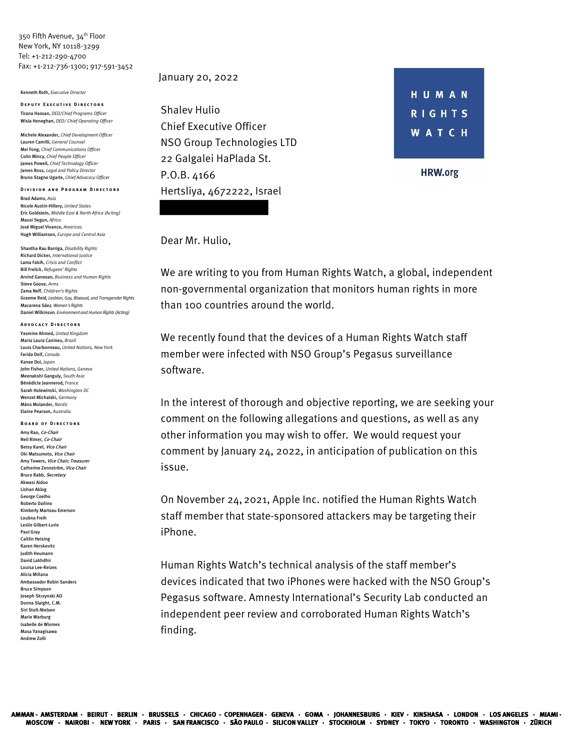350 Fifth Avenue, 34th Floor
New York, NY 10118-3299
Tel: +1-212-290-4700
Fax: +1-212-736-1300; 917-591-3452

Kenneth Roth, *Executive Director*

**DEPUTY EXECUTIVE DIRECTORS**

Tirana Hassan, *DED/Chief Programs Officer*
Wisla Heneghan, *DED/ Chief Operating Officer*

Michele Alexander, *Chief Development Officer*
Lauren Camilli, *General Counsel*
Mei Fong, *Chief Communications Officer*
Colin Mincy, *Chief People Officer*
James Powell, *Chief Technology Officer*
James Ross, *Legal and Policy Director*
Bruno Stagno Ugarte, *Chief Advocacy Officer*

**DIVISION AND PROGRAM DIRECTORS**

Brad Adams, *Asia*
Nicole Austin-Hillery, *United States*
Eric Goldstein, *Middle East & North Africa (Acting)*
Mausi Segun, *Africa*
José Miguel Vivanco, *Americas*
Hugh Williamson, *Europe and Central Asia*

Shantha Rau Barriga, *Disability Rights*
Richard Dicker, *International Justice*
Lama Fakih, *Crisis and Conflict*
Bill Frelick, *Refugees' Rights*
Arvind Ganesan, *Business and Human Rights*
Steve Goose, *Arms*
Zama Neff, *Children's Rights*
Graeme Reid, *Lesbian, Gay, Bisexual, and Transgender Rights*
Macarena Sáez, *Women's Rights*
Daniel Wilkinson, *Environment and Human Rights (Acting)*

**ADVOCACY DIRECTORS**

Yasmine Ahmed, *United Kingdom*
Maria Laura Canineu, *Brazil*
Louis Charbonneau, *United Nations, New York*
Farida Deif, *Canada*
Kanae Doi, *Japan*
John Fisher, *United Nations, Geneva*
Meenakshi Ganguly, *South Asia*
Bénédicte Jeannerod, *France*
Sarah Holewinski, *Washington DC*
Wenzel Michalski, *Germany*
Måns Molander, *Nordic*
Elaine Pearson, *Australia*

**BOARD OF DIRECTORS**

Amy Rao, *Co-Chair*
Neil Rimer, *Co-Chair*
Betsy Karel, *Vice Chair*
Oki Matsumoto, *Vice Chair*
Amy Towers, *Vice Chair; Treasurer*
Catherine Zennström, *Vice Chair*
Bruce Rabb, *Secretary*
Akwasi Aidoo
Lishan Aklog
George Coelho
Roberto Dañino
Kimberly Marteau Emerson
Loubna Freih
Leslie Gilbert-Lurie
Paul Gray
Caitlin Heising
Karen Herskovitz
Judith Heumann
David Lakhdhir
Louisa Lee-Reizes
Alicia Miñana
Ambassador Robin Sanders
Bruce Simpson
Joseph Skrzynski AO
Donna Slaight, C.M.
Siri Stolt-Nielsen
Marie Warburg
Isabelle de Wismes
Masa Yanagisawa
Andrew Zolli

**HUMAN RIGHTS WATCH**
HRW.org

January 20, 2022

Shalev Hulio
Chief Executive Officer
NSO Group Technologies LTD
22 Galgalei HaPlada St.
P.O.B. 4166
Hertsliya, 4672222, Israel

Dear Mr. Hulio,

We are writing to you from Human Rights Watch, a global, independent non-governmental organization that monitors human rights in more than 100 countries around the world.

We recently found that the devices of a Human Rights Watch staff member were infected with NSO Group's Pegasus surveillance software.

In the interest of thorough and objective reporting, we are seeking your comment on the following allegations and questions, as well as any other information you may wish to offer. We would request your comment by January 24, 2022, in anticipation of publication on this issue.

On November 24, 2021, Apple Inc. notified the Human Rights Watch staff member that state-sponsored attackers may be targeting their iPhone.

Human Rights Watch's technical analysis of the staff member's devices indicated that two iPhones were hacked with the NSO Group's Pegasus software. Amnesty International's Security Lab conducted an independent peer review and corroborated Human Rights Watch's finding.

AMMAN · AMSTERDAM · BEIRUT · BERLIN · BRUSSELS · CHICAGO · COPENHAGEN · GENEVA · GOMA · JOHANNESBURG · KIEV · KINSHASA · LONDON · LOS ANGELES · MIAMI · MOSCOW · NAIROBI · NEW YORK · PARIS · SAN FRANCISCO · SÃO PAULO · SILICON VALLEY · STOCKHOLM · SYDNEY · TOKYO · TORONTO · WASHINGTON · ZÜRICH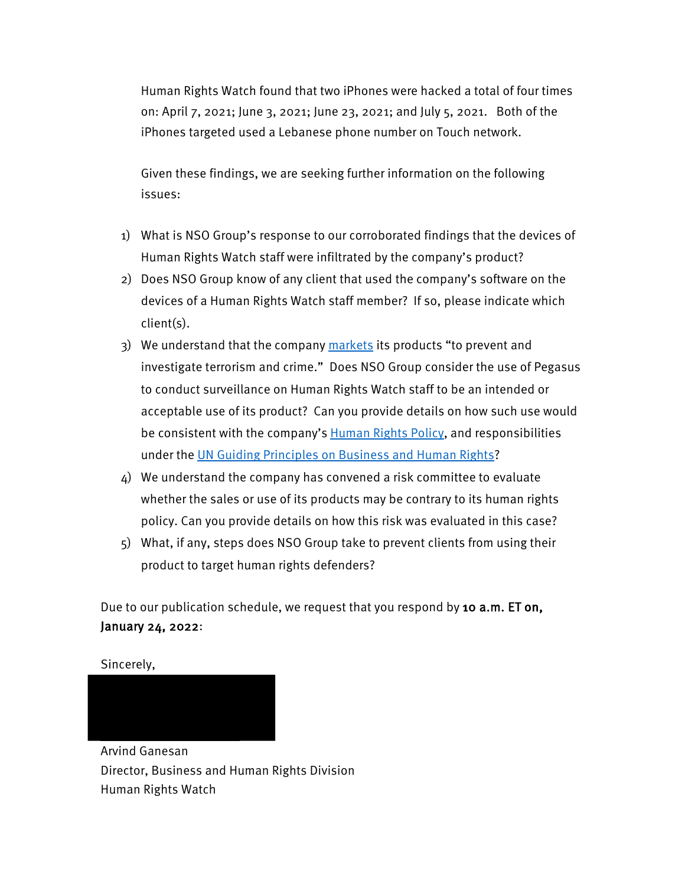Human Rights Watch found that two iPhones were hacked a total of four times on: April 7, 2021; June 3, 2021; June 23, 2021; and July 5, 2021. Both of the iPhones targeted used a Lebanese phone number on Touch network.

Given these findings, we are seeking further information on the following issues:

1) What is NSO Group's response to our corroborated findings that the devices of Human Rights Watch staff were infiltrated by the company's product?
2) Does NSO Group know of any client that used the company's software on the devices of a Human Rights Watch staff member? If so, please indicate which client(s).
3) We understand that the company markets its products "to prevent and investigate terrorism and crime." Does NSO Group consider the use of Pegasus to conduct surveillance on Human Rights Watch staff to be an intended or acceptable use of its product? Can you provide details on how such use would be consistent with the company's Human Rights Policy, and responsibilities under the UN Guiding Principles on Business and Human Rights?
4) We understand the company has convened a risk committee to evaluate whether the sales or use of its products may be contrary to its human rights policy. Can you provide details on how this risk was evaluated in this case?
5) What, if any, steps does NSO Group take to prevent clients from using their product to target human rights defenders?

Due to our publication schedule, we request that you respond by **10 a.m. ET on, January 24, 2022**:

Sincerely,

Arvind Ganesan
Director, Business and Human Rights Division
Human Rights Watch